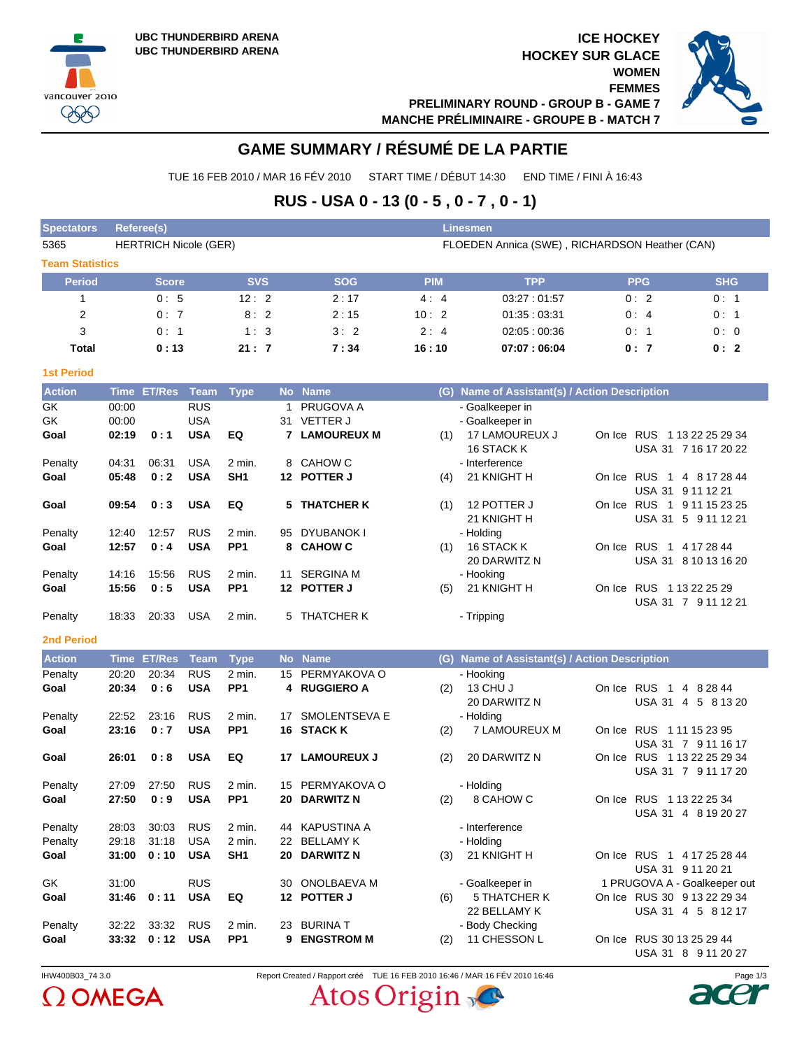UBC THUNDERBIRD ARENA
UBC THUNDERBIRD ARENA

ICE HOCKEY
HOCKEY SUR GLACE
WOMEN
FEMMES
PRELIMINARY ROUND - GROUP B - GAME 7
MANCHE PRÉLIMINAIRE - GROUPE B - MATCH 7

# GAME SUMMARY / RÉSUMÉ DE LA PARTIE

TUE 16 FEB 2010 / MAR 16 FÉV 2010 START TIME / DÉBUT 14:30 END TIME / FINI À 16:43

## RUS - USA 0 - 13 (0 - 5 , 0 - 7 , 0 - 1)

| Spectators | Referee(s) | Linesmen |
|---|---|---|
| 5365 | HERTRICH Nicole (GER) | FLOEDEN Annica (SWE) , RICHARDSON Heather (CAN) |

### Team Statistics

| Period | Score | SVS | SOG | PIM | TPP | PPG | SHG |
|---|---|---|---|---|---|---|---|
| 1 | 0 : 5 | 12 : 2 | 2 : 17 | 4 : 4 | 03:27 : 01:57 | 0 : 2 | 0 : 1 |
| 2 | 0 : 7 | 8 : 2 | 2 : 15 | 10 : 2 | 01:35 : 03:31 | 0 : 4 | 0 : 1 |
| 3 | 0 : 1 | 1 : 3 | 3 : 2 | 2 : 4 | 02:05 : 00:36 | 0 : 1 | 0 : 0 |
| **Total** | **0 : 13** | **21 : 7** | **7 : 34** | **16 : 10** | **07:07 : 06:04** | **0 : 7** | **0 : 2** |

### 1st Period

| Action | Time | ET/Res | Team | Type | No | Name | (G) | Name of Assistant(s) / Action Description | |
|---|---|---|---|---|---|---|---|---|---|
| GK | 00:00 | | RUS | | 1 | PRUGOVA A | | - Goalkeeper in | |
| GK | 00:00 | | USA | | 31 | VETTER J | | - Goalkeeper in | |
| **Goal** | **02:19** | **0 : 1** | **USA** | **EQ** | **7** | **LAMOUREUX M** | (1) | 17 LAMOUREUX J<br>16 STACK K | On Ice RUS 1 13 22 25 29 34<br>USA 31 7 16 17 20 22 |
| Penalty | 04:31 | 06:31 | USA | 2 min. | 8 | CAHOW C | | - Interference | |
| **Goal** | **05:48** | **0 : 2** | **USA** | **SH1** | **12** | **POTTER J** | (4) | 21 KNIGHT H | On Ice RUS 1 4 8 17 28 44<br>USA 31 9 11 12 21 |
| **Goal** | **09:54** | **0 : 3** | **USA** | **EQ** | **5** | **THATCHER K** | (1) | 12 POTTER J<br>21 KNIGHT H | On Ice RUS 1 9 11 15 23 25<br>USA 31 5 9 11 12 21 |
| Penalty | 12:40 | 12:57 | RUS | 2 min. | 95 | DYUBANOK I | | - Holding | |
| **Goal** | **12:57** | **0 : 4** | **USA** | **PP1** | **8** | **CAHOW C** | (1) | 16 STACK K<br>20 DARWITZ N | On Ice RUS 1 4 17 28 44<br>USA 31 8 10 13 16 20 |
| Penalty | 14:16 | 15:56 | RUS | 2 min. | 11 | SERGINA M | | - Hooking | |
| **Goal** | **15:56** | **0 : 5** | **USA** | **PP1** | **12** | **POTTER J** | (5) | 21 KNIGHT H | On Ice RUS 1 13 22 25 29<br>USA 31 7 9 11 12 21 |
| Penalty | 18:33 | 20:33 | USA | 2 min. | 5 | THATCHER K | | - Tripping | |

### 2nd Period

| Action | Time | ET/Res | Team | Type | No | Name | (G) | Name of Assistant(s) / Action Description | |
|---|---|---|---|---|---|---|---|---|---|
| Penalty | 20:20 | 20:34 | RUS | 2 min. | 15 | PERMYAKOVA O | | - Hooking | |
| **Goal** | **20:34** | **0 : 6** | **USA** | **PP1** | **4** | **RUGGIERO A** | (2) | 13 CHU J<br>20 DARWITZ N | On Ice RUS 1 4 8 28 44<br>USA 31 4 5 8 13 20 |
| Penalty | 22:52 | 23:16 | RUS | 2 min. | 17 | SMOLENTSEVA E | | - Holding | |
| **Goal** | **23:16** | **0 : 7** | **USA** | **PP1** | **16** | **STACK K** | (2) | 7 LAMOUREUX M | On Ice RUS 1 11 15 23 95<br>USA 31 7 9 11 16 17 |
| **Goal** | **26:01** | **0 : 8** | **USA** | **EQ** | **17** | **LAMOUREUX J** | (2) | 20 DARWITZ N | On Ice RUS 1 13 22 25 29 34<br>USA 31 7 9 11 17 20 |
| Penalty | 27:09 | 27:50 | RUS | 2 min. | 15 | PERMYAKOVA O | | - Holding | |
| **Goal** | **27:50** | **0 : 9** | **USA** | **PP1** | **20** | **DARWITZ N** | (2) | 8 CAHOW C | On Ice RUS 1 13 22 25 34<br>USA 31 4 8 19 20 27 |
| Penalty | 28:03 | 30:03 | RUS | 2 min. | 44 | KAPUSTINA A | | - Interference | |
| Penalty | 29:18 | 31:18 | USA | 2 min. | 22 | BELLAMY K | | - Holding | |
| **Goal** | **31:00** | **0 : 10** | **USA** | **SH1** | **20** | **DARWITZ N** | (3) | 21 KNIGHT H | On Ice RUS 1 4 17 25 28 44<br>USA 31 9 11 20 21 |
| GK | 31:00 | | RUS | | 30 | ONOLBAEVA M | | - Goalkeeper in | 1 PRUGOVA A - Goalkeeper out |
| **Goal** | **31:46** | **0 : 11** | **USA** | **EQ** | **12** | **POTTER J** | (6) | 5 THATCHER K<br>22 BELLAMY K | On Ice RUS 30 9 13 22 29 34<br>USA 31 4 5 8 12 17 |
| Penalty | 32:22 | 33:32 | RUS | 2 min. | 23 | BURINA T | | - Body Checking | |
| **Goal** | **33:32** | **0 : 12** | **USA** | **PP1** | **9** | **ENGSTROM M** | (2) | 11 CHESSON L | On Ice RUS 30 13 25 29 44<br>USA 31 8 9 11 20 27 |

IHW400B03_74 3.0 Report Created / Rapport créé TUE 16 FEB 2010 16:46 / MAR 16 FÉV 2010 16:46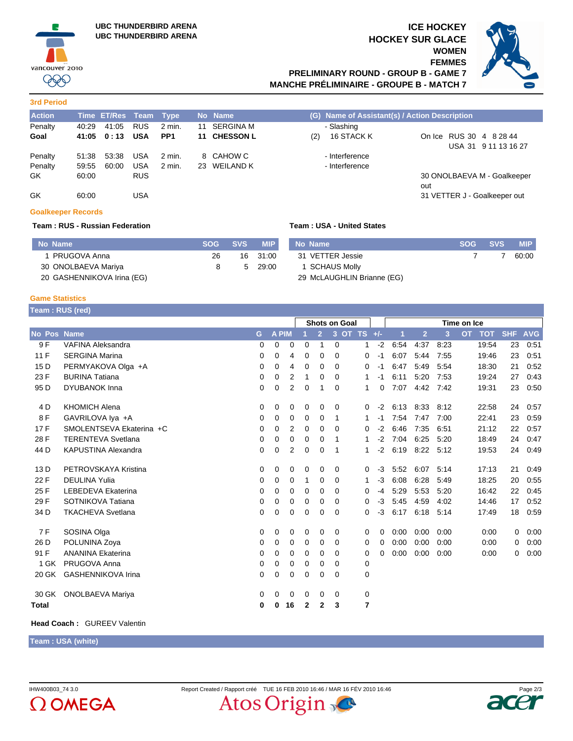UBC THUNDERBIRD ARENA
UBC THUNDERBIRD ARENA

# ICE HOCKEY
# HOCKEY SUR GLACE
## WOMEN
## FEMMES
## PRELIMINARY ROUND - GROUP B - GAME 7
## MANCHE PRÉLIMINAIRE - GROUPE B - MATCH 7

### 3rd Period

| Action | Time | ET/Res | Team | Type | No | Name | (G) | Name of Assistant(s) / Action Description | |
|---|---|---|---|---|---|---|---|---|---|
| Penalty | 40:29 | 41:05 | RUS | 2 min. | 11 | SERGINA M | | - Slashing | |
| **Goal** | **41:05** | **0 : 13** | **USA** | **PP1** | **11** | **CHESSON L** | (2) | 16 STACK K | On Ice RUS 30 4 8 28 44 / USA 31 9 11 13 16 27 |
| Penalty | 51:38 | 53:38 | USA | 2 min. | 8 | CAHOW C | | - Interference | |
| Penalty | 59:55 | 60:00 | USA | 2 min. | 23 | WEILAND K | | - Interference | |
| GK | 60:00 | | RUS | | | | | | 30 ONOLBAEVA M - Goalkeeper out |
| GK | 60:00 | | USA | | | | | | 31 VETTER J - Goalkeeper out |

### Goalkeeper Records

**Team : RUS - Russian Federation**

| No | Name | SOG | SVS | MIP |
|---|---|---|---|---|
| 1 | PRUGOVA Anna | 26 | 16 | 31:00 |
| 30 | ONOLBAEVA Mariya | 8 | 5 | 29:00 |
| 20 | GASHENNIKOVA Irina (EG) | | | |

**Team : USA - United States**

| No | Name | SOG | SVS | MIP |
|---|---|---|---|---|
| 31 | VETTER Jessie | 7 | 7 | 60:00 |
| 1 | SCHAUS Molly | | | |
| 29 | McLAUGHLIN Brianne (EG) | | | |

### Game Statistics

**Team : RUS (red)**

| | | | | | | Shots on Goal | | | | | | Time on Ice | | | | | | |
|---|---|---|---|---|---|---|---|---|---|---|---|---|---|---|---|---|---|---|
| No | Pos | Name | G | A | PIM | 1 | 2 | 3 | OT | TS | +/- | 1 | 2 | 3 | OT | TOT | SHF | AVG |
| 9 | F | VAFINA Aleksandra | 0 | 0 | 0 | 0 | 1 | 0 | | 1 | -2 | 6:54 | 4:37 | 8:23 | | 19:54 | 23 | 0:51 |
| 11 | F | SERGINA Marina | 0 | 0 | 4 | 0 | 0 | 0 | | 0 | -1 | 6:07 | 5:44 | 7:55 | | 19:46 | 23 | 0:51 |
| 15 | D | PERMYAKOVA Olga +A | 0 | 0 | 4 | 0 | 0 | 0 | | 0 | -1 | 6:47 | 5:49 | 5:54 | | 18:30 | 21 | 0:52 |
| 23 | F | BURINA Tatiana | 0 | 0 | 2 | 1 | 0 | 0 | | 1 | -1 | 6:11 | 5:20 | 7:53 | | 19:24 | 27 | 0:43 |
| 95 | D | DYUBANOK Inna | 0 | 0 | 2 | 0 | 1 | 0 | | 1 | 0 | 7:07 | 4:42 | 7:42 | | 19:31 | 23 | 0:50 |
| 4 | D | KHOMICH Alena | 0 | 0 | 0 | 0 | 0 | 0 | | 0 | -2 | 6:13 | 8:33 | 8:12 | | 22:58 | 24 | 0:57 |
| 8 | F | GAVRILOVA Iya +A | 0 | 0 | 0 | 0 | 0 | 1 | | 1 | -1 | 7:54 | 7:47 | 7:00 | | 22:41 | 23 | 0:59 |
| 17 | F | SMOLENTSEVA Ekaterina +C | 0 | 0 | 2 | 0 | 0 | 0 | | 0 | -2 | 6:46 | 7:35 | 6:51 | | 21:12 | 22 | 0:57 |
| 28 | F | TERENTEVA Svetlana | 0 | 0 | 0 | 0 | 0 | 1 | | 1 | -2 | 7:04 | 6:25 | 5:20 | | 18:49 | 24 | 0:47 |
| 44 | D | KAPUSTINA Alexandra | 0 | 0 | 2 | 0 | 0 | 1 | | 1 | -2 | 6:19 | 8:22 | 5:12 | | 19:53 | 24 | 0:49 |
| 13 | D | PETROVSKAYA Kristina | 0 | 0 | 0 | 0 | 0 | 0 | | 0 | -3 | 5:52 | 6:07 | 5:14 | | 17:13 | 21 | 0:49 |
| 22 | F | DEULINA Yulia | 0 | 0 | 0 | 1 | 0 | 0 | | 1 | -3 | 6:08 | 6:28 | 5:49 | | 18:25 | 20 | 0:55 |
| 25 | F | LEBEDEVA Ekaterina | 0 | 0 | 0 | 0 | 0 | 0 | | 0 | -4 | 5:29 | 5:53 | 5:20 | | 16:42 | 22 | 0:45 |
| 29 | F | SOTNIKOVA Tatiana | 0 | 0 | 0 | 0 | 0 | 0 | | 0 | -3 | 5:45 | 4:59 | 4:02 | | 14:46 | 17 | 0:52 |
| 34 | D | TKACHEVA Svetlana | 0 | 0 | 0 | 0 | 0 | 0 | | 0 | -3 | 6:17 | 6:18 | 5:14 | | 17:49 | 18 | 0:59 |
| 7 | F | SOSINA Olga | 0 | 0 | 0 | 0 | 0 | 0 | | 0 | 0 | 0:00 | 0:00 | 0:00 | | 0:00 | 0 | 0:00 |
| 26 | D | POLUNINA Zoya | 0 | 0 | 0 | 0 | 0 | 0 | | 0 | 0 | 0:00 | 0:00 | 0:00 | | 0:00 | 0 | 0:00 |
| 91 | F | ANANINA Ekaterina | 0 | 0 | 0 | 0 | 0 | 0 | | 0 | 0 | 0:00 | 0:00 | 0:00 | | 0:00 | 0 | 0:00 |
| 1 | GK | PRUGOVA Anna | 0 | 0 | 0 | 0 | 0 | 0 | | 0 | | | | | | | | |
| 20 | GK | GASHENNIKOVA Irina | 0 | 0 | 0 | 0 | 0 | 0 | | 0 | | | | | | | | |
| 30 | GK | ONOLBAEVA Mariya | 0 | 0 | 0 | 0 | 0 | 0 | | 0 | | | | | | | | |
| **Total** | | | **0** | **0** | **16** | **2** | **2** | **3** | | **7** | | | | | | | | |

**Head Coach :** GUREEV Valentin

**Team : USA (white)**

IHW400B03_74 3.0 Report Created / Rapport créé TUE 16 FEB 2010 16:46 / MAR 16 FÉV 2010 16:46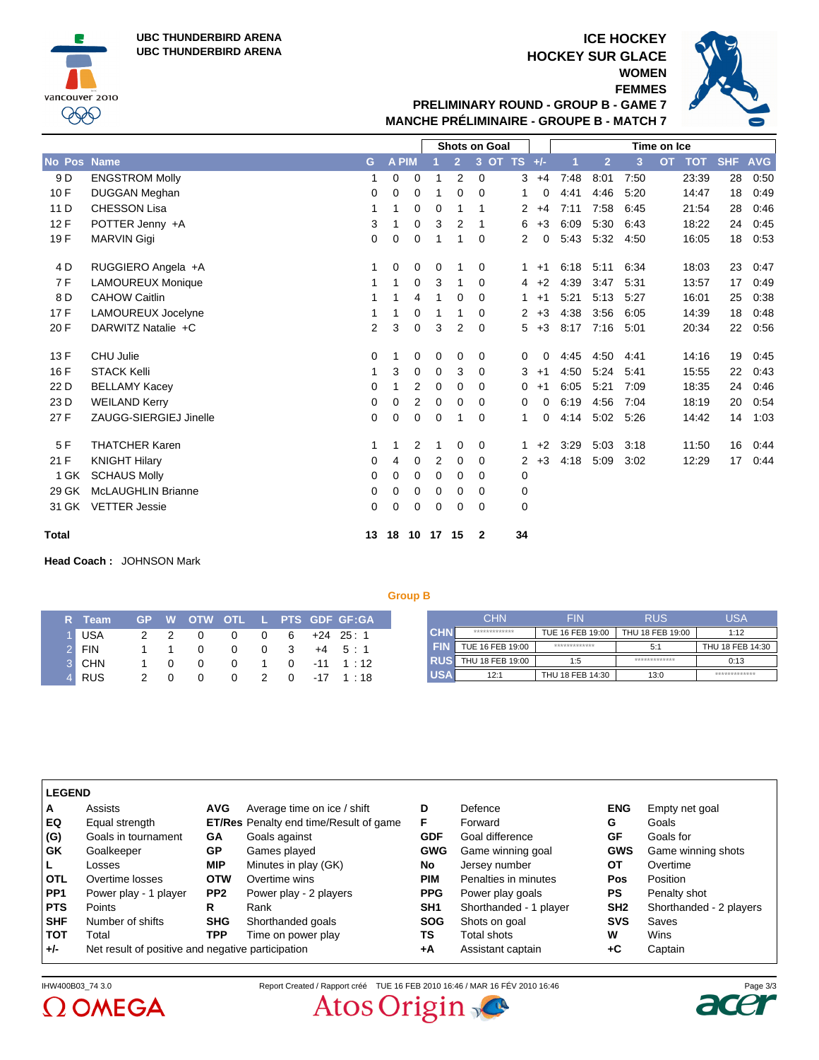UBC THUNDERBIRD ARENA
UBC THUNDERBIRD ARENA

# ICE HOCKEY
# HOCKEY SUR GLACE
## WOMEN
## FEMMES
## PRELIMINARY ROUND - GROUP B - GAME 7
## MANCHE PRÉLIMINAIRE - GROUPE B - MATCH 7

| | | | | | | Shots on Goal | | | | | | Time on Ice | | | | | | |
|---|---|---|---|---|---|---|---|---|---|---|---|---|---|---|---|---|---|---|
| No | Pos | Name | G | A | PIM | 1 | 2 | 3 | OT | TS | +/- | 1 | 2 | 3 | OT | TOT | SHF | AVG |
| 9 | D | ENGSTROM Molly | 1 | 0 | 0 | 1 | 2 | 0 | | 3 | +4 | 7:48 | 8:01 | 7:50 | | 23:39 | 28 | 0:50 |
| 10 | F | DUGGAN Meghan | 0 | 0 | 0 | 1 | 0 | 0 | | 1 | 0 | 4:41 | 4:46 | 5:20 | | 14:47 | 18 | 0:49 |
| 11 | D | CHESSON Lisa | 1 | 1 | 0 | 0 | 1 | 1 | | 2 | +4 | 7:11 | 7:58 | 6:45 | | 21:54 | 28 | 0:46 |
| 12 | F | POTTER Jenny +A | 3 | 1 | 0 | 3 | 2 | 1 | | 6 | +3 | 6:09 | 5:30 | 6:43 | | 18:22 | 24 | 0:45 |
| 19 | F | MARVIN Gigi | 0 | 0 | 0 | 1 | 1 | 0 | | 2 | 0 | 5:43 | 5:32 | 4:50 | | 16:05 | 18 | 0:53 |
| 4 | D | RUGGIERO Angela +A | 1 | 0 | 0 | 0 | 1 | 0 | | 1 | +1 | 6:18 | 5:11 | 6:34 | | 18:03 | 23 | 0:47 |
| 7 | F | LAMOUREUX Monique | 1 | 1 | 0 | 3 | 1 | 0 | | 4 | +2 | 4:39 | 3:47 | 5:31 | | 13:57 | 17 | 0:49 |
| 8 | D | CAHOW Caitlin | 1 | 1 | 4 | 1 | 0 | 0 | | 1 | +1 | 5:21 | 5:13 | 5:27 | | 16:01 | 25 | 0:38 |
| 17 | F | LAMOUREUX Jocelyne | 1 | 1 | 0 | 1 | 1 | 0 | | 2 | +3 | 4:38 | 3:56 | 6:05 | | 14:39 | 18 | 0:48 |
| 20 | F | DARWITZ Natalie +C | 2 | 3 | 0 | 3 | 2 | 0 | | 5 | +3 | 8:17 | 7:16 | 5:01 | | 20:34 | 22 | 0:56 |
| 13 | F | CHU Julie | 0 | 1 | 0 | 0 | 0 | 0 | | 0 | 0 | 4:45 | 4:50 | 4:41 | | 14:16 | 19 | 0:45 |
| 16 | F | STACK Kelli | 1 | 3 | 0 | 0 | 3 | 0 | | 3 | +1 | 4:50 | 5:24 | 5:41 | | 15:55 | 22 | 0:43 |
| 22 | D | BELLAMY Kacey | 0 | 1 | 2 | 0 | 0 | 0 | | 0 | +1 | 6:05 | 5:21 | 7:09 | | 18:35 | 24 | 0:46 |
| 23 | D | WEILAND Kerry | 0 | 0 | 2 | 0 | 0 | 0 | | 0 | 0 | 6:19 | 4:56 | 7:04 | | 18:19 | 20 | 0:54 |
| 27 | F | ZAUGG-SIERGIEJ Jinelle | 0 | 0 | 0 | 0 | 1 | 0 | | 1 | 0 | 4:14 | 5:02 | 5:26 | | 14:42 | 14 | 1:03 |
| 5 | F | THATCHER Karen | 1 | 1 | 2 | 1 | 0 | 0 | | 1 | +2 | 3:29 | 5:03 | 3:18 | | 11:50 | 16 | 0:44 |
| 21 | F | KNIGHT Hilary | 0 | 4 | 0 | 2 | 0 | 0 | | 2 | +3 | 4:18 | 5:09 | 3:02 | | 12:29 | 17 | 0:44 |
| 1 | GK | SCHAUS Molly | 0 | 0 | 0 | 0 | 0 | 0 | | 0 | | | | | | | | |
| 29 | GK | McLAUGHLIN Brianne | 0 | 0 | 0 | 0 | 0 | 0 | | 0 | | | | | | | | |
| 31 | GK | VETTER Jessie | 0 | 0 | 0 | 0 | 0 | 0 | | 0 | | | | | | | | |
| **Total** | | | **13** | **18** | **10** | **17** | **15** | **2** | | **34** | | | | | | | | |

**Head Coach :** JOHNSON Mark

### Group B

| R | Team | GP | W | OTW | OTL | L | PTS | GDF | GF:GA |
|---|---|---|---|---|---|---|---|---|---|
| 1 | USA | 2 | 2 | 0 | 0 | 0 | 6 | +24 | 25 : 1 |
| 2 | FIN | 1 | 1 | 0 | 0 | 0 | 3 | +4 | 5 : 1 |
| 3 | CHN | 1 | 0 | 0 | 0 | 1 | 0 | -11 | 1 : 12 |
| 4 | RUS | 2 | 0 | 0 | 0 | 2 | 0 | -17 | 1 : 18 |

| | CHN | FIN | RUS | USA |
|---|---|---|---|---|
| CHN | ************* | TUE 16 FEB 19:00 | THU 18 FEB 19:00 | 1:12 |
| FIN | TUE 16 FEB 19:00 | ************* | 5:1 | THU 18 FEB 14:30 |
| RUS | THU 18 FEB 19:00 | 1:5 | ************* | 0:13 |
| USA | 12:1 | THU 18 FEB 14:30 | 13:0 | ************* |

**LEGEND**

| | | | | | | | |
|---|---|---|---|---|---|---|---|
| **A** | Assists | **AVG** | Average time on ice / shift | **D** | Defence | **ENG** | Empty net goal |
| **EQ** | Equal strength | **ET/Res** | Penalty end time/Result of game | **F** | Forward | **G** | Goals |
| **(G)** | Goals in tournament | **GA** | Goals against | **GDF** | Goal difference | **GF** | Goals for |
| **GK** | Goalkeeper | **GP** | Games played | **GWG** | Game winning goal | **GWS** | Game winning shots |
| **L** | Losses | **MIP** | Minutes in play (GK) | **No** | Jersey number | **OT** | Overtime |
| **OTL** | Overtime losses | **OTW** | Overtime wins | **PIM** | Penalties in minutes | **Pos** | Position |
| **PP1** | Power play - 1 player | **PP2** | Power play - 2 players | **PPG** | Power play goals | **PS** | Penalty shot |
| **PTS** | Points | **R** | Rank | **SH1** | Shorthanded - 1 player | **SH2** | Shorthanded - 2 players |
| **SHF** | Number of shifts | **SHG** | Shorthanded goals | **SOG** | Shots on goal | **SVS** | Saves |
| **TOT** | Total | **TPP** | Time on power play | **TS** | Total shots | **W** | Wins |
| **+/-** | Net result of positive and negative participation | | | **+A** | Assistant captain | **+C** | Captain |

IHW400B03_74 3.0 Report Created / Rapport créé TUE 16 FEB 2010 16:46 / MAR 16 FÉV 2010 16:46